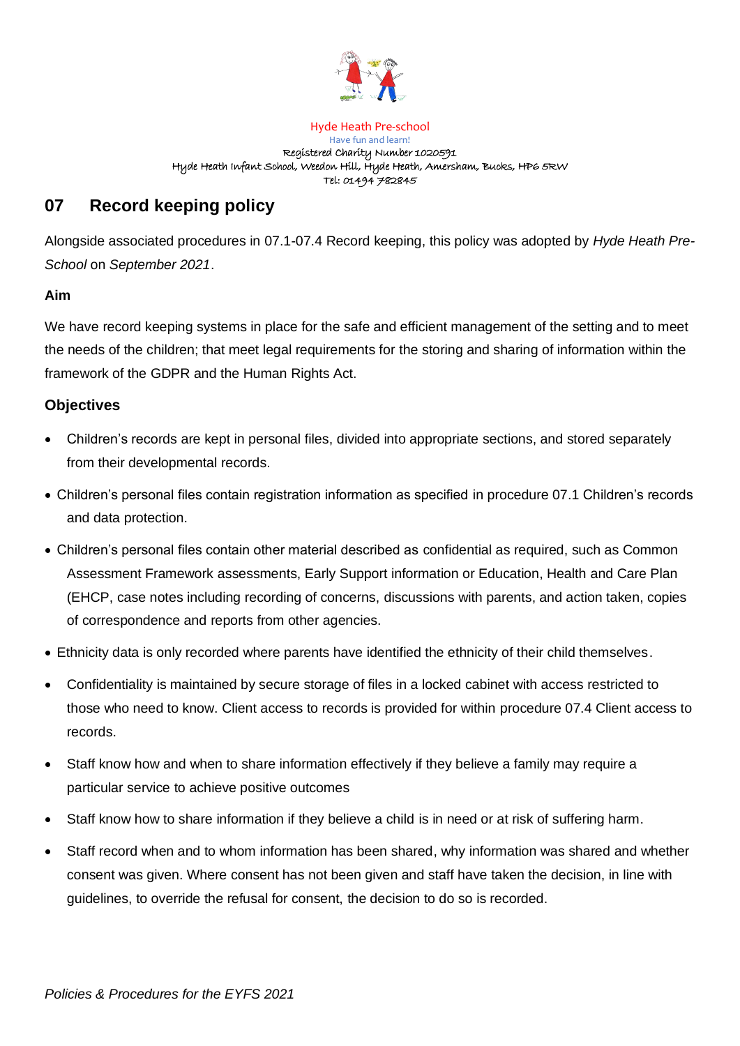Hyde Heath Pre-school

Have fun and learn!

Registered Charity Number 1020591

Hyde Heath Infant School, Weedon Hill, Hyde Heath, Amersham, Bucks, HP6 5RW

Tel: 01494 782845

# 07 Record keeping policy

Alongside associated procedures in 07.1-07.4 Record keeping, this policy was adopted by *Hyde Heath Pre-School* on *September 2021*.

**Aim**

We have record keeping systems in place for the safe and efficient management of the setting and to meet the needs of the children; that meet legal requirements for the storing and sharing of information within the framework of the GDPR and the Human Rights Act.

## Objectives

- Children's records are kept in personal files, divided into appropriate sections, and stored separately from their developmental records.
- Children's personal files contain registration information as specified in procedure 07.1 Children's records and data protection.
- Children's personal files contain other material described as confidential as required, such as Common Assessment Framework assessments, Early Support information or Education, Health and Care Plan (EHCP, case notes including recording of concerns, discussions with parents, and action taken, copies of correspondence and reports from other agencies.
- Ethnicity data is only recorded where parents have identified the ethnicity of their child themselves.
- Confidentiality is maintained by secure storage of files in a locked cabinet with access restricted to those who need to know. Client access to records is provided for within procedure 07.4 Client access to records.
- Staff know how and when to share information effectively if they believe a family may require a particular service to achieve positive outcomes
- Staff know how to share information if they believe a child is in need or at risk of suffering harm.
- Staff record when and to whom information has been shared, why information was shared and whether consent was given. Where consent has not been given and staff have taken the decision, in line with guidelines, to override the refusal for consent, the decision to do so is recorded.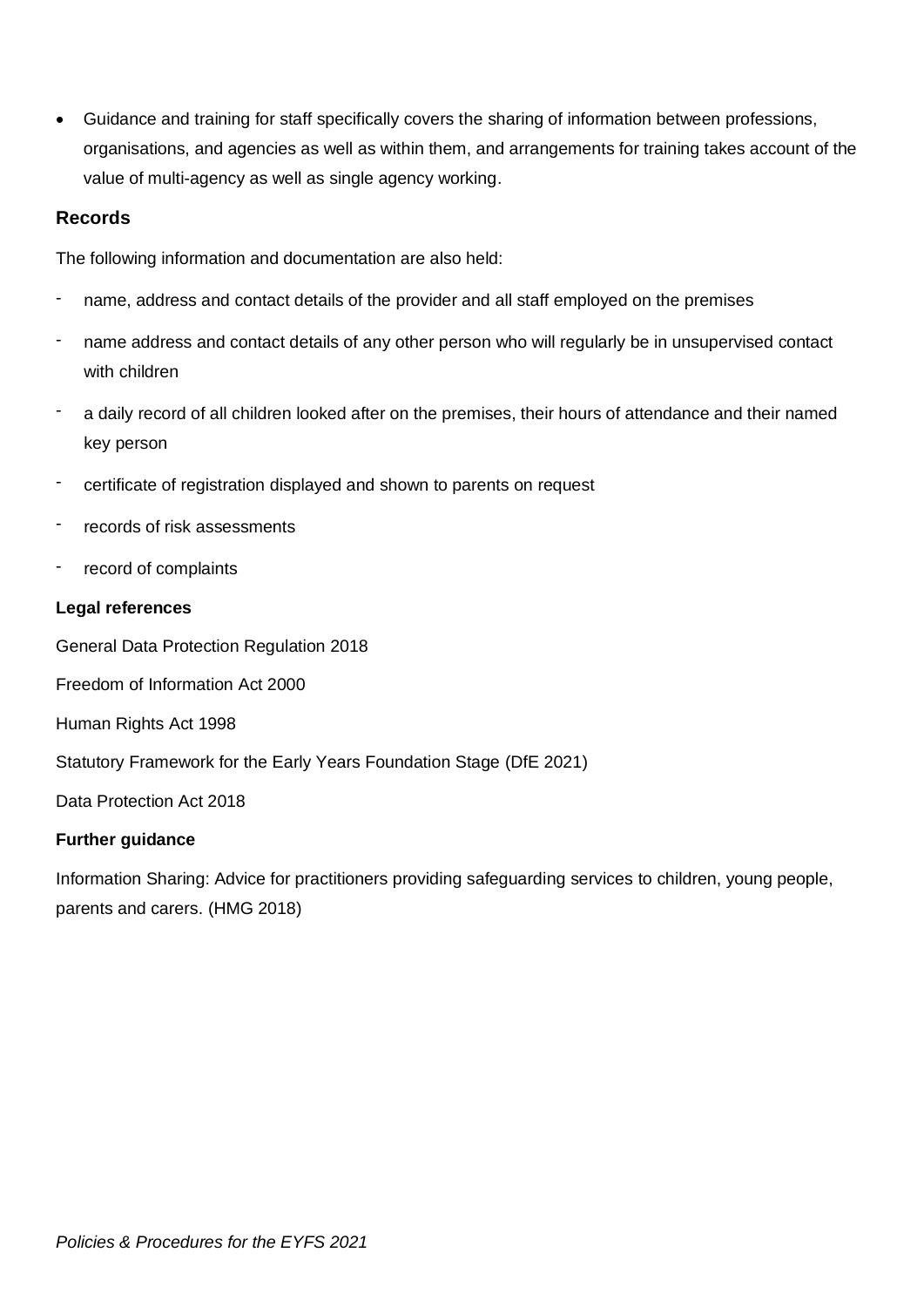- Guidance and training for staff specifically covers the sharing of information between professions, organisations, and agencies as well as within them, and arrangements for training takes account of the value of multi-agency as well as single agency working.

## Records

The following information and documentation are also held:

- name, address and contact details of the provider and all staff employed on the premises
- name address and contact details of any other person who will regularly be in unsupervised contact with children
- a daily record of all children looked after on the premises, their hours of attendance and their named key person
- certificate of registration displayed and shown to parents on request
- records of risk assessments
- record of complaints

**Legal references**

General Data Protection Regulation 2018

Freedom of Information Act 2000

Human Rights Act 1998

Statutory Framework for the Early Years Foundation Stage (DfE 2021)

Data Protection Act 2018

**Further guidance**

Information Sharing: Advice for practitioners providing safeguarding services to children, young people, parents and carers. (HMG 2018)